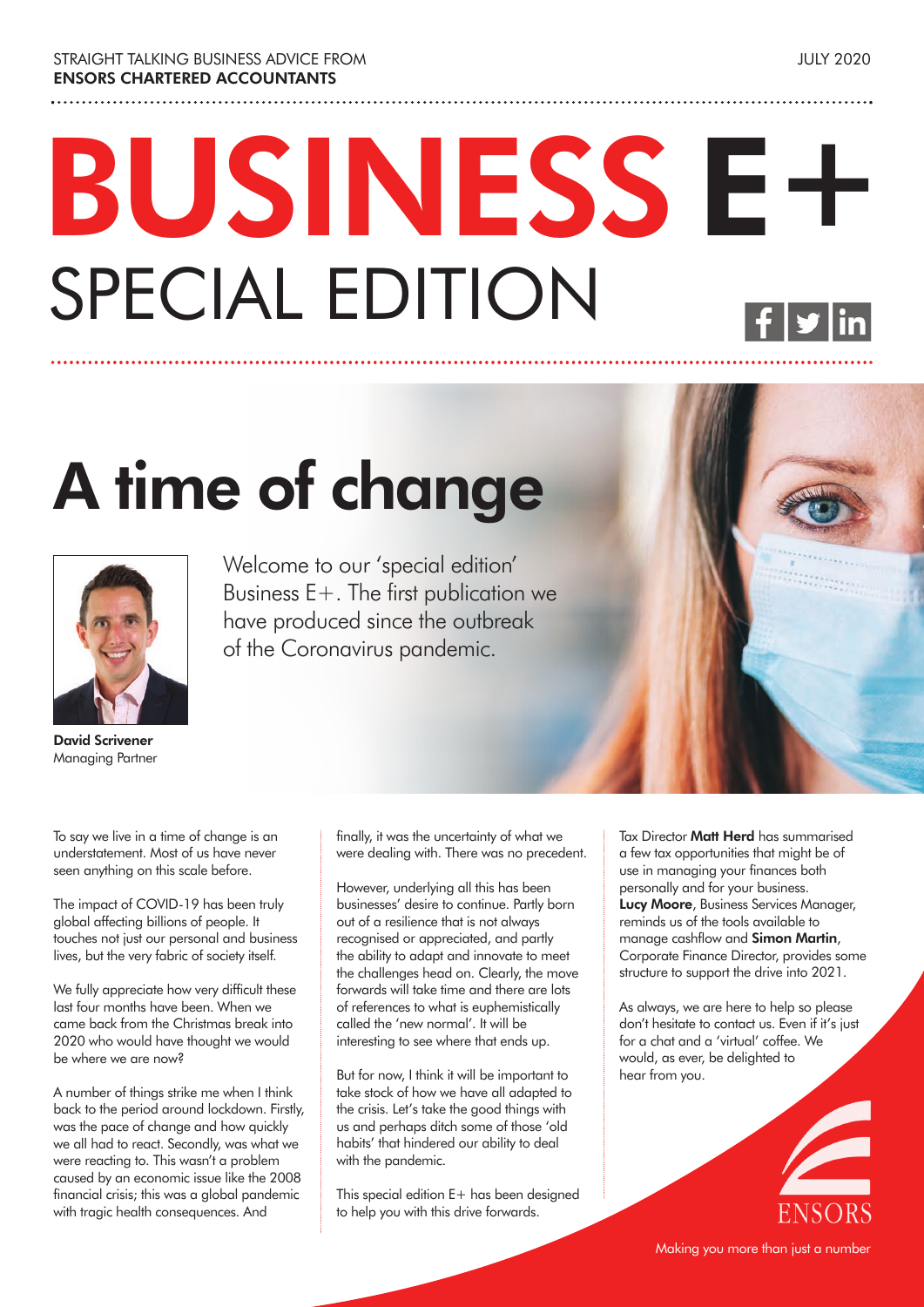STRAIGHT TALKING BUSINESS ADVICE FROM
**ENSORS CHARTERED ACCOUNTANTS**

JULY 2020

# BUSINESS E+
## SPECIAL EDITION

# A time of change

Welcome to our 'special edition' Business E+. The first publication we have produced since the outbreak of the Coronavirus pandemic.

**David Scrivener**
Managing Partner

To say we live in a time of change is an understatement. Most of us have never seen anything on this scale before.

The impact of COVID-19 has been truly global affecting billions of people. It touches not just our personal and business lives, but the very fabric of society itself.

We fully appreciate how very difficult these last four months have been. When we came back from the Christmas break into 2020 who would have thought we would be where we are now?

A number of things strike me when I think back to the period around lockdown. Firstly, was the pace of change and how quickly we all had to react. Secondly, was what we were reacting to. This wasn't a problem caused by an economic issue like the 2008 financial crisis; this was a global pandemic with tragic health consequences. And finally, it was the uncertainty of what we were dealing with. There was no precedent.

However, underlying all this has been businesses' desire to continue. Partly born out of a resilience that is not always recognised or appreciated, and partly the ability to adapt and innovate to meet the challenges head on. Clearly, the move forwards will take time and there are lots of references to what is euphemistically called the 'new normal'. It will be interesting to see where that ends up.

But for now, I think it will be important to take stock of how we have all adapted to the crisis. Let's take the good things with us and perhaps ditch some of those 'old habits' that hindered our ability to deal with the pandemic.

This special edition E+ has been designed to help you with this drive forwards.

Tax Director **Matt Herd** has summarised a few tax opportunities that might be of use in managing your finances both personally and for your business. **Lucy Moore**, Business Services Manager, reminds us of the tools available to manage cashflow and **Simon Martin**, Corporate Finance Director, provides some structure to support the drive into 2021.

As always, we are here to help so please don't hesitate to contact us. Even if it's just for a chat and a 'virtual' coffee. We would, as ever, be delighted to hear from you.

ENSORS

Making you more than just a number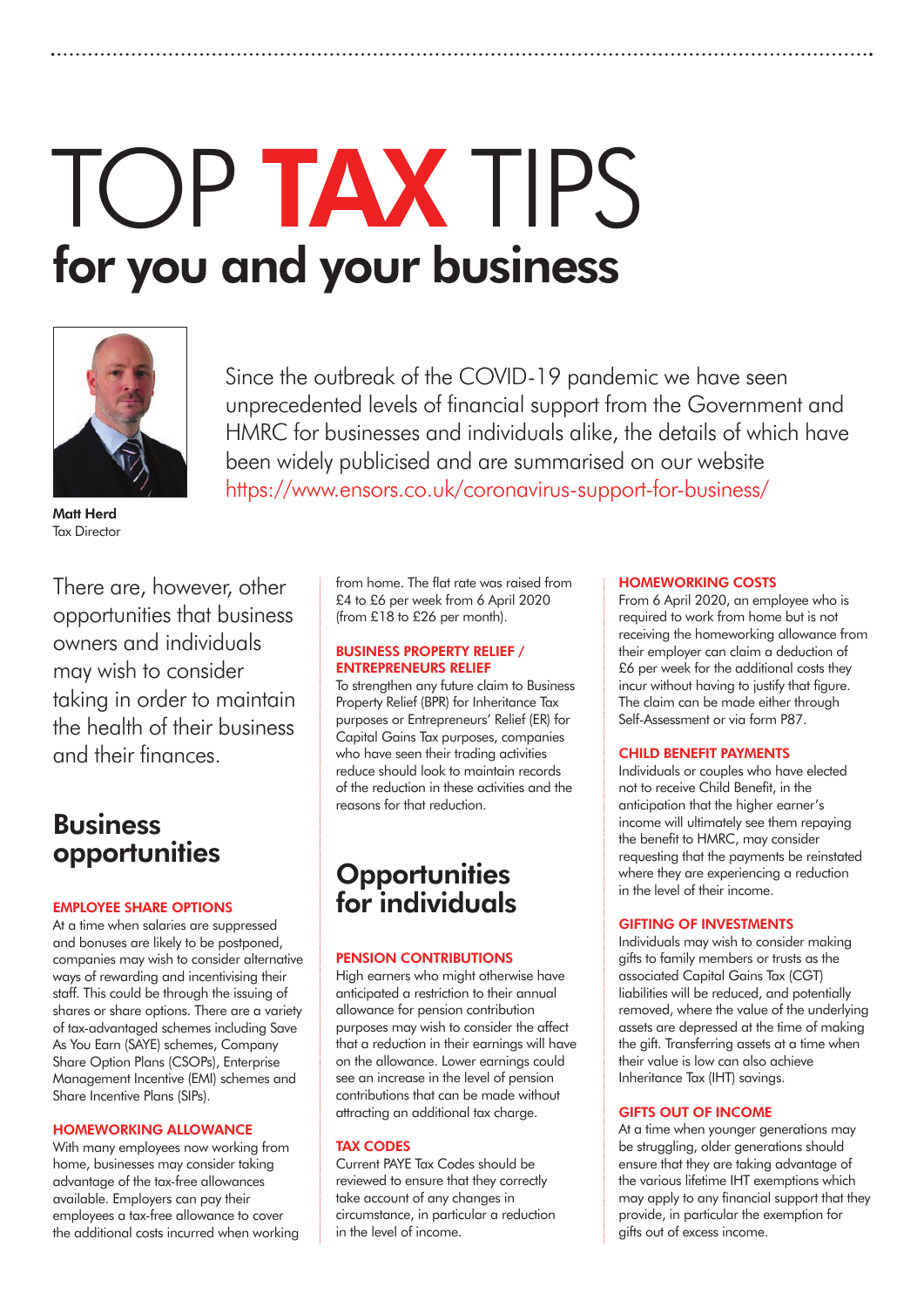# TOP TAX TIPS

## for you and your business

Matt Herd
Tax Director

Since the outbreak of the COVID-19 pandemic we have seen unprecedented levels of financial support from the Government and HMRC for businesses and individuals alike, the details of which have been widely publicised and are summarised on our website https://www.ensors.co.uk/coronavirus-support-for-business/

There are, however, other opportunities that business owners and individuals may wish to consider taking in order to maintain the health of their business and their finances.

## Business opportunities

### EMPLOYEE SHARE OPTIONS

At a time when salaries are suppressed and bonuses are likely to be postponed, companies may wish to consider alternative ways of rewarding and incentivising their staff. This could be through the issuing of shares or share options. There are a variety of tax-advantaged schemes including Save As You Earn (SAYE) schemes, Company Share Option Plans (CSOPs), Enterprise Management Incentive (EMI) schemes and Share Incentive Plans (SIPs).

### HOMEWORKING ALLOWANCE

With many employees now working from home, businesses may consider taking advantage of the tax-free allowances available. Employers can pay their employees a tax-free allowance to cover the additional costs incurred when working from home. The flat rate was raised from £4 to £6 per week from 6 April 2020 (from £18 to £26 per month).

### BUSINESS PROPERTY RELIEF / ENTREPRENEURS RELIEF

To strengthen any future claim to Business Property Relief (BPR) for Inheritance Tax purposes or Entrepreneurs' Relief (ER) for Capital Gains Tax purposes, companies who have seen their trading activities reduce should look to maintain records of the reduction in these activities and the reasons for that reduction.

## Opportunities for individuals

### PENSION CONTRIBUTIONS

High earners who might otherwise have anticipated a restriction to their annual allowance for pension contribution purposes may wish to consider the affect that a reduction in their earnings will have on the allowance. Lower earnings could see an increase in the level of pension contributions that can be made without attracting an additional tax charge.

### TAX CODES

Current PAYE Tax Codes should be reviewed to ensure that they correctly take account of any changes in circumstance, in particular a reduction in the level of income.

### HOMEWORKING COSTS

From 6 April 2020, an employee who is required to work from home but is not receiving the homeworking allowance from their employer can claim a deduction of £6 per week for the additional costs they incur without having to justify that figure. The claim can be made either through Self-Assessment or via form P87.

### CHILD BENEFIT PAYMENTS

Individuals or couples who have elected not to receive Child Benefit, in the anticipation that the higher earner's income will ultimately see them repaying the benefit to HMRC, may consider requesting that the payments be reinstated where they are experiencing a reduction in the level of their income.

### GIFTING OF INVESTMENTS

Individuals may wish to consider making gifts to family members or trusts as the associated Capital Gains Tax (CGT) liabilities will be reduced, and potentially removed, where the value of the underlying assets are depressed at the time of making the gift. Transferring assets at a time when their value is low can also achieve Inheritance Tax (IHT) savings.

### GIFTS OUT OF INCOME

At a time when younger generations may be struggling, older generations should ensure that they are taking advantage of the various lifetime IHT exemptions which may apply to any financial support that they provide, in particular the exemption for gifts out of excess income.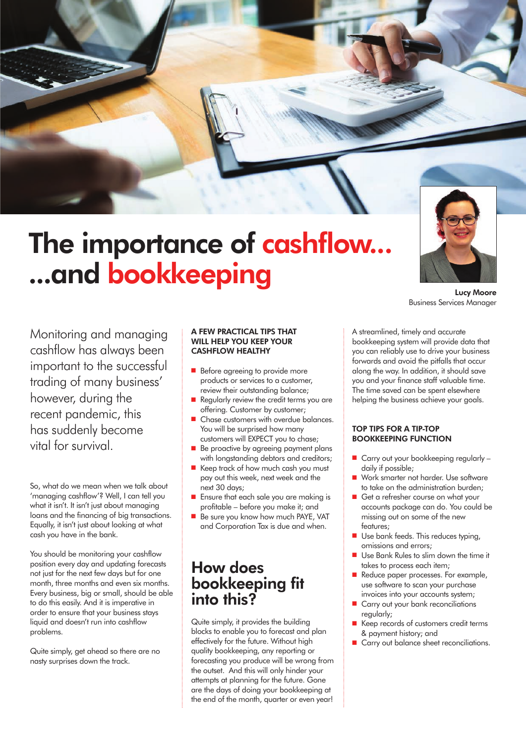# The importance of cashflow... ...and bookkeeping

**Lucy Moore**
Business Services Manager

Monitoring and managing cashflow has always been important to the successful trading of many business' however, during the recent pandemic, this has suddenly become vital for survival.

So, what do we mean when we talk about 'managing cashflow'? Well, I can tell you what it isn't. It isn't just about managing loans and the financing of big transactions. Equally, it isn't just about looking at what cash you have in the bank.

You should be monitoring your cashflow position every day and updating forecasts not just for the next few days but for one month, three months and even six months. Every business, big or small, should be able to do this easily. And it is imperative in order to ensure that your business stays liquid and doesn't run into cashflow problems.

Quite simply, get ahead so there are no nasty surprises down the track.

### A FEW PRACTICAL TIPS THAT WILL HELP YOU KEEP YOUR CASHFLOW HEALTHY

- Before agreeing to provide more products or services to a customer, review their outstanding balance;
- Regularly review the credit terms you are offering. Customer by customer;
- Chase customers with overdue balances. You will be surprised how many customers will EXPECT you to chase;
- Be proactive by agreeing payment plans with longstanding debtors and creditors;
- Keep track of how much cash you must pay out this week, next week and the next 30 days;
- Ensure that each sale you are making is profitable – before you make it; and
- Be sure you know how much PAYE, VAT and Corporation Tax is due and when.

## How does bookkeeping fit into this?

Quite simply, it provides the building blocks to enable you to forecast and plan effectively for the future. Without high quality bookkeeping, any reporting or forecasting you produce will be wrong from the outset. And this will only hinder your attempts at planning for the future. Gone are the days of doing your bookkeeping at the end of the month, quarter or even year!

A streamlined, timely and accurate bookkeeping system will provide data that you can reliably use to drive your business forwards and avoid the pitfalls that occur along the way. In addition, it should save you and your finance staff valuable time. The time saved can be spent elsewhere helping the business achieve your goals.

### TOP TIPS FOR A TIP-TOP BOOKKEEPING FUNCTION

- Carry out your bookkeeping regularly – daily if possible;
- Work smarter not harder. Use software to take on the administration burden;
- Get a refresher course on what your accounts package can do. You could be missing out on some of the new features;
- Use bank feeds. This reduces typing, omissions and errors;
- Use Bank Rules to slim down the time it takes to process each item;
- Reduce paper processes. For example, use software to scan your purchase invoices into your accounts system;
- Carry out your bank reconciliations regularly;
- Keep records of customers credit terms & payment history; and
- Carry out balance sheet reconciliations.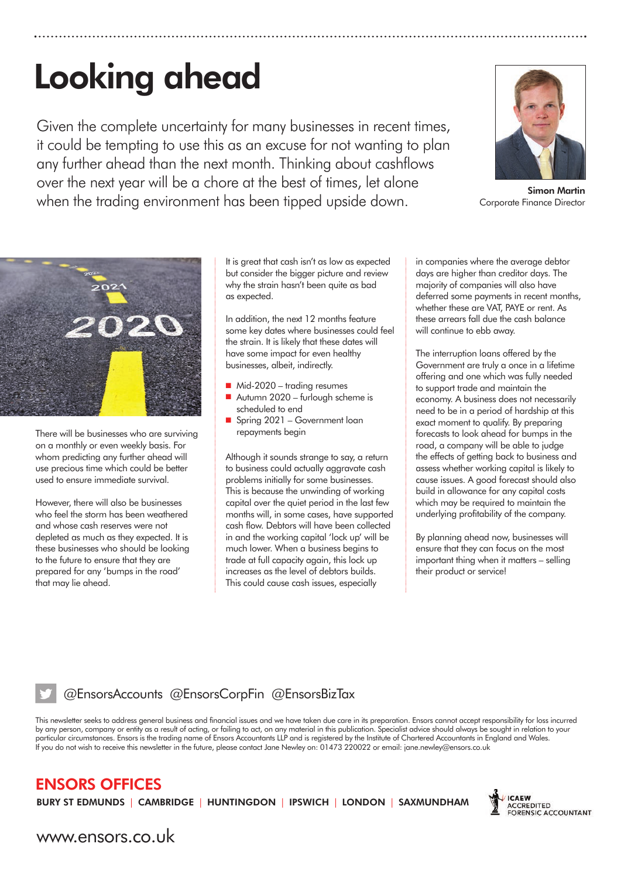# Looking ahead

Given the complete uncertainty for many businesses in recent times, it could be tempting to use this as an excuse for not wanting to plan any further ahead than the next month. Thinking about cashflows over the next year will be a chore at the best of times, let alone when the trading environment has been tipped upside down.

**Simon Martin**
Corporate Finance Director

There will be businesses who are surviving on a monthly or even weekly basis. For whom predicting any further ahead will use precious time which could be better used to ensure immediate survival.

However, there will also be businesses who feel the storm has been weathered and whose cash reserves were not depleted as much as they expected. It is these businesses who should be looking to the future to ensure that they are prepared for any 'bumps in the road' that may lie ahead.

It is great that cash isn't as low as expected but consider the bigger picture and review why the strain hasn't been quite as bad as expected.

In addition, the next 12 months feature some key dates where businesses could feel the strain. It is likely that these dates will have some impact for even healthy businesses, albeit, indirectly.

- Mid-2020 – trading resumes
- Autumn 2020 – furlough scheme is scheduled to end
- Spring 2021 – Government loan repayments begin

Although it sounds strange to say, a return to business could actually aggravate cash problems initially for some businesses. This is because the unwinding of working capital over the quiet period in the last few months will, in some cases, have supported cash flow. Debtors will have been collected in and the working capital 'lock up' will be much lower. When a business begins to trade at full capacity again, this lock up increases as the level of debtors builds. This could cause cash issues, especially in companies where the average debtor days are higher than creditor days. The majority of companies will also have deferred some payments in recent months, whether these are VAT, PAYE or rent. As these arrears fall due the cash balance will continue to ebb away.

The interruption loans offered by the Government are truly a once in a lifetime offering and one which was fully needed to support trade and maintain the economy. A business does not necessarily need to be in a period of hardship at this exact moment to qualify. By preparing forecasts to look ahead for bumps in the road, a company will be able to judge the effects of getting back to business and assess whether working capital is likely to cause issues. A good forecast should also build in allowance for any capital costs which may be required to maintain the underlying profitability of the company.

By planning ahead now, businesses will ensure that they can focus on the most important thing when it matters – selling their product or service!

@EnsorsAccounts @EnsorsCorpFin @EnsorsBizTax

This newsletter seeks to address general business and financial issues and we have taken due care in its preparation. Ensors cannot accept responsibility for loss incurred by any person, company or entity as a result of acting, or failing to act, on any material in this publication. Specialist advice should always be sought in relation to your particular circumstances. Ensors is the trading name of Ensors Accountants LLP and is registered by the Institute of Chartered Accountants in England and Wales. If you do not wish to receive this newsletter in the future, please contact Jane Newley on: 01473 220022 or email: jane.newley@ensors.co.uk

## ENSORS OFFICES

BURY ST EDMUNDS | CAMBRIDGE | HUNTINGDON | IPSWICH | LONDON | SAXMUNDHAM

ICAEW ACCREDITED FORENSIC ACCOUNTANT

www.ensors.co.uk